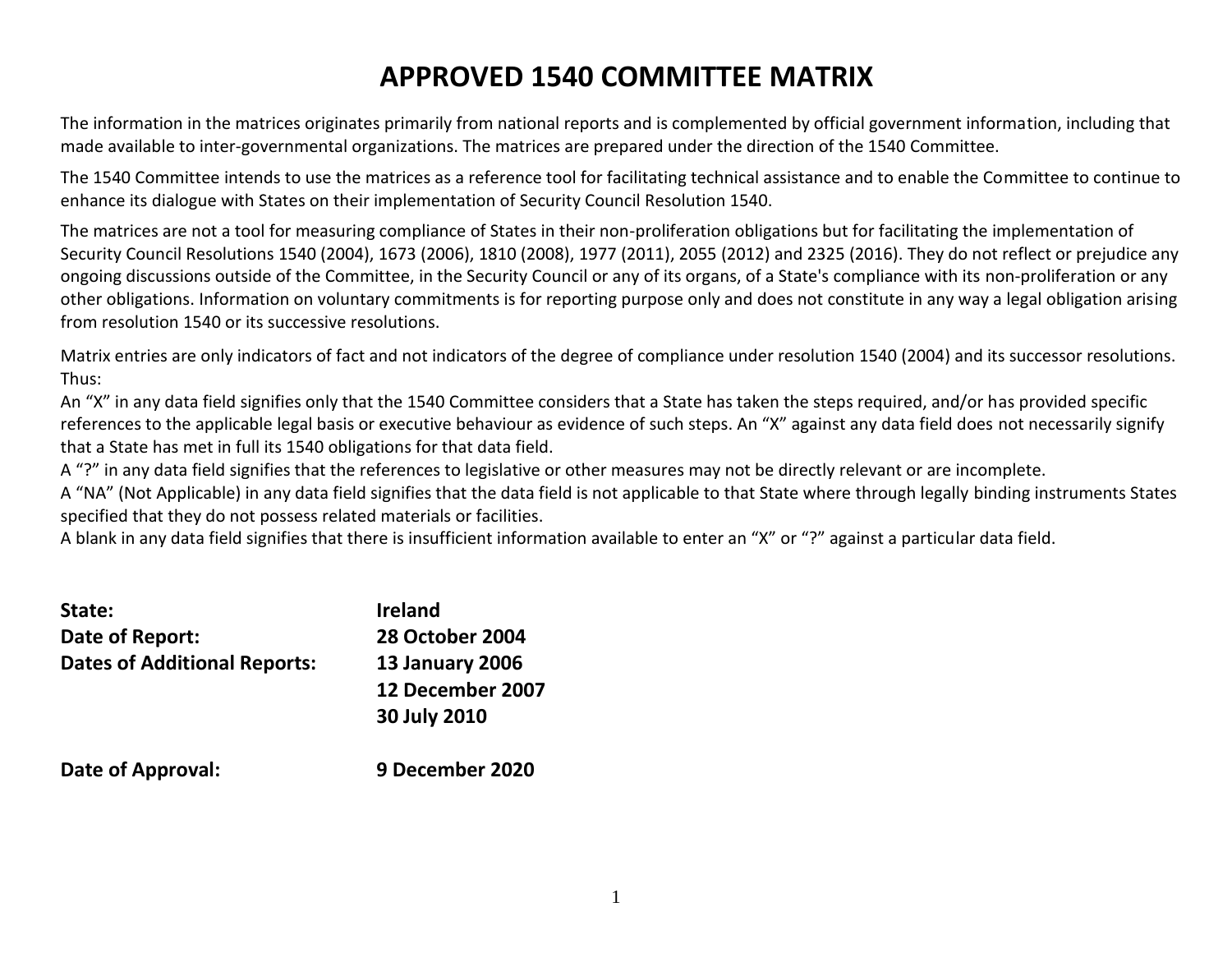# APPROVED 1540 COMMITTEE MATRIX

The information in the matrices originates primarily from national reports and is complemented by official government information, including that made available to inter-governmental organizations. The matrices are prepared under the direction of the 1540 Committee.

The 1540 Committee intends to use the matrices as a reference tool for facilitating technical assistance and to enable the Committee to continue to enhance its dialogue with States on their implementation of Security Council Resolution 1540.

The matrices are not a tool for measuring compliance of States in their non-proliferation obligations but for facilitating the implementation of Security Council Resolutions 1540 (2004), 1673 (2006), 1810 (2008), 1977 (2011), 2055 (2012) and 2325 (2016). They do not reflect or prejudice any ongoing discussions outside of the Committee, in the Security Council or any of its organs, of a State's compliance with its non-proliferation or any other obligations. Information on voluntary commitments is for reporting purpose only and does not constitute in any way a legal obligation arising from resolution 1540 or its successive resolutions.

Matrix entries are only indicators of fact and not indicators of the degree of compliance under resolution 1540 (2004) and its successor resolutions. Thus:

An "X" in any data field signifies only that the 1540 Committee considers that a State has taken the steps required, and/or has provided specific references to the applicable legal basis or executive behaviour as evidence of such steps. An "X" against any data field does not necessarily signify that a State has met in full its 1540 obligations for that data field.

A "?" in any data field signifies that the references to legislative or other measures may not be directly relevant or are incomplete.

A "NA" (Not Applicable) in any data field signifies that the data field is not applicable to that State where through legally binding instruments States specified that they do not possess related materials or facilities.

A blank in any data field signifies that there is insufficient information available to enter an "X" or "?" against a particular data field.

**State:** **Ireland**

**Date of Report:** **28 October 2004**

**Dates of Additional Reports:** **13 January 2006**
**12 December 2007**
**30 July 2010**

**Date of Approval:** **9 December 2020**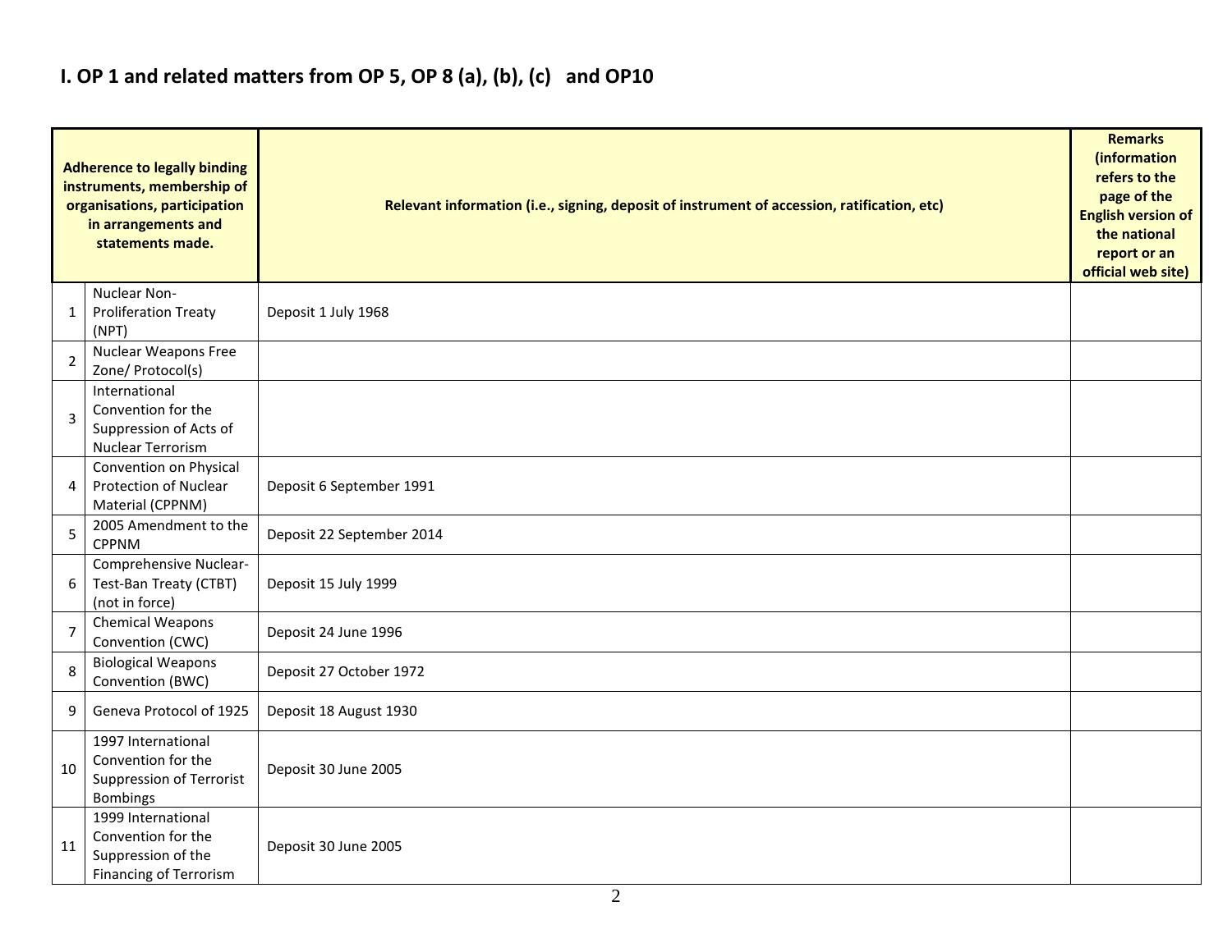## I. OP 1 and related matters from OP 5, OP 8 (a), (b), (c) and OP10

| | Adherence to legally binding instruments, membership of organisations, participation in arrangements and statements made. | Relevant information (i.e., signing, deposit of instrument of accession, ratification, etc) | Remarks (information refers to the page of the English version of the national report or an official web site) |
|---|---|---|---|
| 1 | Nuclear Non-Proliferation Treaty (NPT) | Deposit 1 July 1968 | |
| 2 | Nuclear Weapons Free Zone/ Protocol(s) | | |
| 3 | International Convention for the Suppression of Acts of Nuclear Terrorism | | |
| 4 | Convention on Physical Protection of Nuclear Material (CPPNM) | Deposit 6 September 1991 | |
| 5 | 2005 Amendment to the CPPNM | Deposit 22 September 2014 | |
| 6 | Comprehensive Nuclear-Test-Ban Treaty (CTBT) (not in force) | Deposit 15 July 1999 | |
| 7 | Chemical Weapons Convention (CWC) | Deposit 24 June 1996 | |
| 8 | Biological Weapons Convention (BWC) | Deposit 27 October 1972 | |
| 9 | Geneva Protocol of 1925 | Deposit 18 August 1930 | |
| 10 | 1997 International Convention for the Suppression of Terrorist Bombings | Deposit 30 June 2005 | |
| 11 | 1999 International Convention for the Suppression of the Financing of Terrorism | Deposit 30 June 2005 | |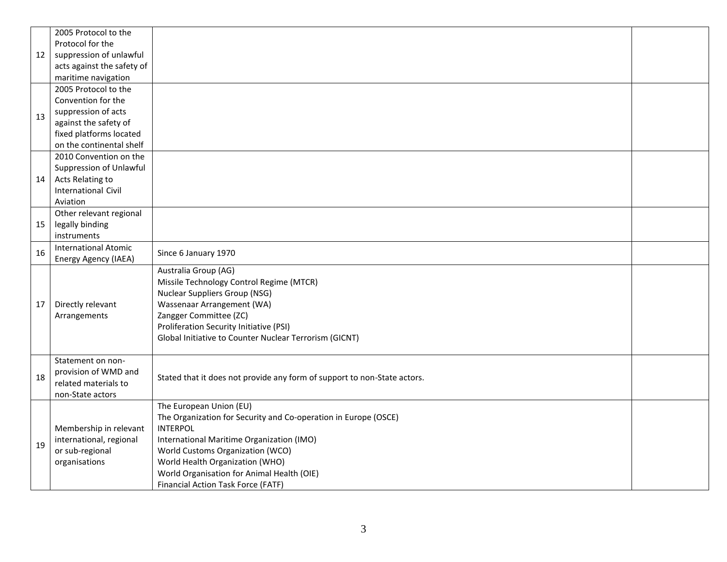| | | | |
|---|---|---|---|
| 12 | 2005 Protocol to the Protocol for the suppression of unlawful acts against the safety of maritime navigation | | |
| 13 | 2005 Protocol to the Convention for the suppression of acts against the safety of fixed platforms located on the continental shelf | | |
| 14 | 2010 Convention on the Suppression of Unlawful Acts Relating to International Civil Aviation | | |
| 15 | Other relevant regional legally binding instruments | | |
| 16 | International Atomic Energy Agency (IAEA) | Since 6 January 1970 | |
| 17 | Directly relevant Arrangements | Australia Group (AG)<br>Missile Technology Control Regime (MTCR)<br>Nuclear Suppliers Group (NSG)<br>Wassenaar Arrangement (WA)<br>Zangger Committee (ZC)<br>Proliferation Security Initiative (PSI)<br>Global Initiative to Counter Nuclear Terrorism (GICNT) | |
| 18 | Statement on non-provision of WMD and related materials to non-State actors | Stated that it does not provide any form of support to non-State actors. | |
| 19 | Membership in relevant international, regional or sub-regional organisations | The European Union (EU)<br>The Organization for Security and Co-operation in Europe (OSCE)<br>INTERPOL<br>International Maritime Organization (IMO)<br>World Customs Organization (WCO)<br>World Health Organization (WHO)<br>World Organisation for Animal Health (OIE)<br>Financial Action Task Force (FATF) | |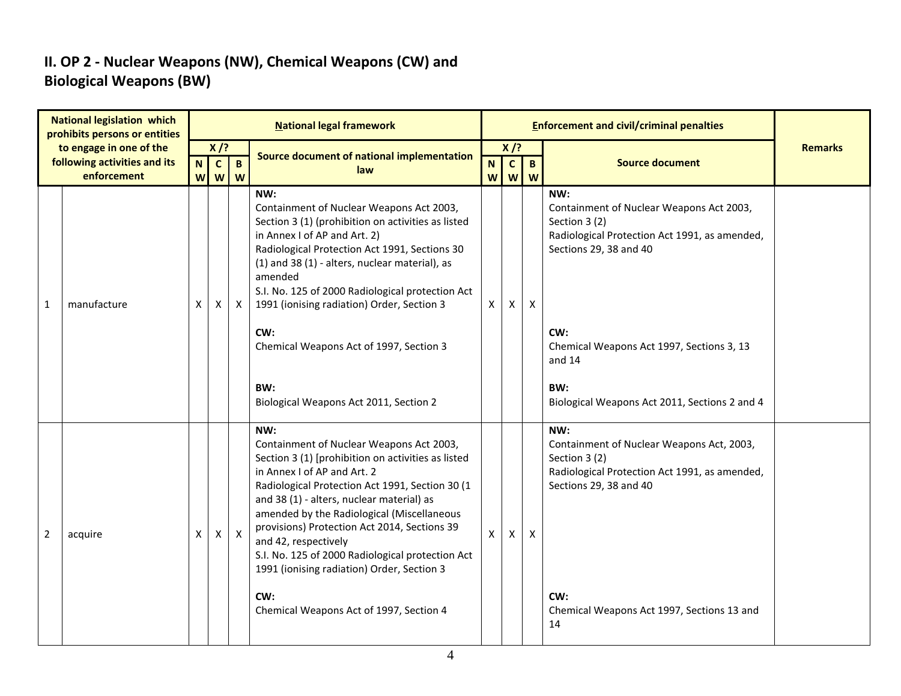## II. OP 2 - Nuclear Weapons (NW), Chemical Weapons (CW) and Biological Weapons (BW)

| National legislation which prohibits persons or entities to engage in one of the following activities and its enforcement | | National legal framework | | | | Enforcement and civil/criminal penalties | | | | Remarks |
|---|---|---|---|---|---|---|---|---|---|---|
| | | X /? | | | Source document of national implementation law | X /? | | | Source document | |
| | | NW | CW | BW | | NW | CW | BW | | |
| 1 | manufacture | X | X | X | **NW:**<br>Containment of Nuclear Weapons Act 2003, Section 3 (1) (prohibition on activities as listed in Annex I of AP and Art. 2)<br>Radiological Protection Act 1991, Sections 30 (1) and 38 (1) - alters, nuclear material), as amended<br>S.I. No. 125 of 2000 Radiological protection Act 1991 (ionising radiation) Order, Section 3<br><br>**CW:**<br>Chemical Weapons Act of 1997, Section 3<br><br>**BW:**<br>Biological Weapons Act 2011, Section 2 | X | X | X | **NW:**<br>Containment of Nuclear Weapons Act 2003, Section 3 (2)<br>Radiological Protection Act 1991, as amended, Sections 29, 38 and 40<br><br>**CW:**<br>Chemical Weapons Act 1997, Sections 3, 13 and 14<br><br>**BW:**<br>Biological Weapons Act 2011, Sections 2 and 4 | |
| 2 | acquire | X | X | X | **NW:**<br>Containment of Nuclear Weapons Act 2003, Section 3 (1) [prohibition on activities as listed in Annex I of AP and Art. 2<br>Radiological Protection Act 1991, Section 30 (1 and 38 (1) - alters, nuclear material) as amended by the Radiological (Miscellaneous provisions) Protection Act 2014, Sections 39 and 42, respectively<br>S.I. No. 125 of 2000 Radiological protection Act 1991 (ionising radiation) Order, Section 3<br><br>**CW:**<br>Chemical Weapons Act of 1997, Section 4 | X | X | X | **NW:**<br>Containment of Nuclear Weapons Act, 2003, Section 3 (2)<br>Radiological Protection Act 1991, as amended, Sections 29, 38 and 40<br><br>**CW:**<br>Chemical Weapons Act 1997, Sections 13 and 14 | |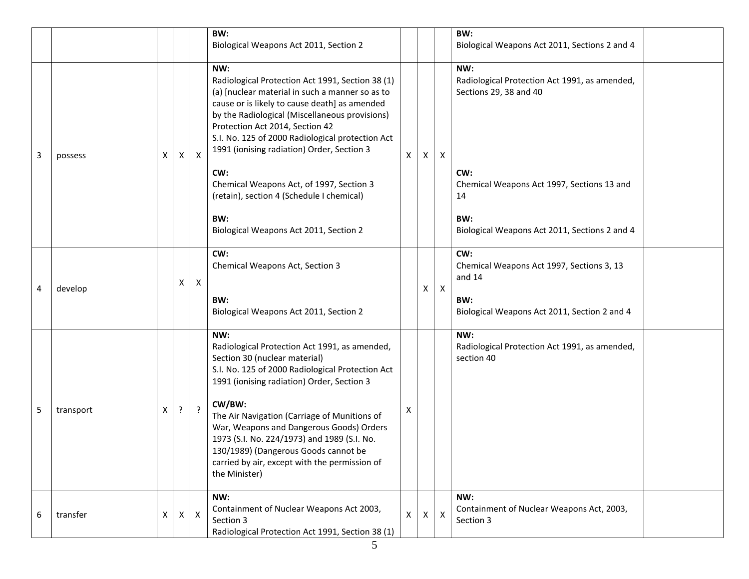| | | | | | | | | | | |
|---|---|---|---|---|---|---|---|---|---|---|
| | | | | | **BW:**<br>Biological Weapons Act 2011, Section 2 | | | | **BW:**<br>Biological Weapons Act 2011, Sections 2 and 4 | |
| 3 | possess | X | X | X | **NW:**<br>Radiological Protection Act 1991, Section 38 (1) (a) [nuclear material in such a manner so as to cause or is likely to cause death] as amended by the Radiological (Miscellaneous provisions) Protection Act 2014, Section 42<br>S.I. No. 125 of 2000 Radiological protection Act 1991 (ionising radiation) Order, Section 3<br><br>**CW:**<br>Chemical Weapons Act, of 1997, Section 3 (retain), section 4 (Schedule I chemical)<br><br>**BW:**<br>Biological Weapons Act 2011, Section 2 | X | X | X | **NW:**<br>Radiological Protection Act 1991, as amended, Sections 29, 38 and 40<br><br>**CW:**<br>Chemical Weapons Act 1997, Sections 13 and 14<br><br>**BW:**<br>Biological Weapons Act 2011, Sections 2 and 4 | |
| 4 | develop | | X | X | **CW:**<br>Chemical Weapons Act, Section 3<br><br>**BW:**<br>Biological Weapons Act 2011, Section 2 | | X | X | **CW:**<br>Chemical Weapons Act 1997, Sections 3, 13 and 14<br><br>**BW:**<br>Biological Weapons Act 2011, Section 2 and 4 | |
| 5 | transport | X | ? | ? | **NW:**<br>Radiological Protection Act 1991, as amended, Section 30 (nuclear material)<br>S.I. No. 125 of 2000 Radiological Protection Act 1991 (ionising radiation) Order, Section 3<br><br>**CW/BW:**<br>The Air Navigation (Carriage of Munitions of War, Weapons and Dangerous Goods) Orders 1973 (S.I. No. 224/1973) and 1989 (S.I. No. 130/1989) (Dangerous Goods cannot be carried by air, except with the permission of the Minister) | X | | | **NW:**<br>Radiological Protection Act 1991, as amended, section 40 | |
| 6 | transfer | X | X | X | **NW:**<br>Containment of Nuclear Weapons Act 2003, Section 3<br>Radiological Protection Act 1991, Section 38 (1) | X | X | X | **NW:**<br>Containment of Nuclear Weapons Act, 2003, Section 3 | |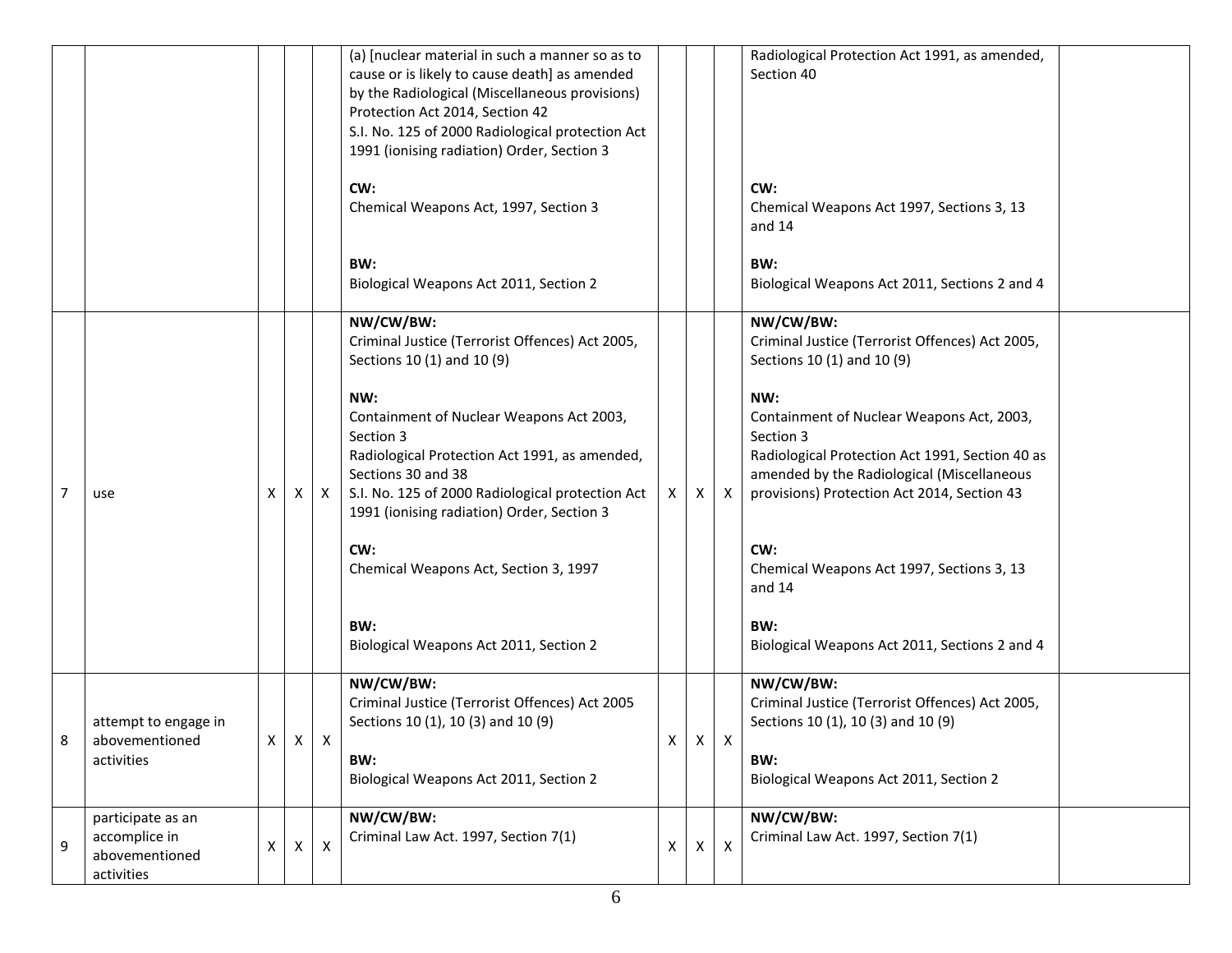| | | | | | | | | | | |
|---|---|---|---|---|---|---|---|---|---|---|
| | | | | | (a) [nuclear material in such a manner so as to cause or is likely to cause death] as amended by the Radiological (Miscellaneous provisions) Protection Act 2014, Section 42<br>S.I. No. 125 of 2000 Radiological protection Act 1991 (ionising radiation) Order, Section 3<br><br>**CW:**<br>Chemical Weapons Act, 1997, Section 3<br><br>**BW:**<br>Biological Weapons Act 2011, Section 2 | | | | Radiological Protection Act 1991, as amended, Section 40<br><br>**CW:**<br>Chemical Weapons Act 1997, Sections 3, 13 and 14<br><br>**BW:**<br>Biological Weapons Act 2011, Sections 2 and 4 | |
| 7 | use | X | X | X | **NW/CW/BW:**<br>Criminal Justice (Terrorist Offences) Act 2005, Sections 10 (1) and 10 (9)<br><br>**NW:**<br>Containment of Nuclear Weapons Act 2003, Section 3<br>Radiological Protection Act 1991, as amended, Sections 30 and 38<br>S.I. No. 125 of 2000 Radiological protection Act 1991 (ionising radiation) Order, Section 3<br><br>**CW:**<br>Chemical Weapons Act, Section 3, 1997<br><br>**BW:**<br>Biological Weapons Act 2011, Section 2 | X | X | X | **NW/CW/BW:**<br>Criminal Justice (Terrorist Offences) Act 2005, Sections 10 (1) and 10 (9)<br><br>**NW:**<br>Containment of Nuclear Weapons Act, 2003, Section 3<br>Radiological Protection Act 1991, Section 40 as amended by the Radiological (Miscellaneous provisions) Protection Act 2014, Section 43<br><br>**CW:**<br>Chemical Weapons Act 1997, Sections 3, 13 and 14<br><br>**BW:**<br>Biological Weapons Act 2011, Sections 2 and 4 | |
| 8 | attempt to engage in abovementioned activities | X | X | X | **NW/CW/BW:**<br>Criminal Justice (Terrorist Offences) Act 2005 Sections 10 (1), 10 (3) and 10 (9)<br><br>**BW:**<br>Biological Weapons Act 2011, Section 2 | X | X | X | **NW/CW/BW:**<br>Criminal Justice (Terrorist Offences) Act 2005, Sections 10 (1), 10 (3) and 10 (9)<br><br>**BW:**<br>Biological Weapons Act 2011, Section 2 | |
| 9 | participate as an accomplice in abovementioned activities | X | X | X | **NW/CW/BW:**<br>Criminal Law Act. 1997, Section 7(1) | X | X | X | **NW/CW/BW:**<br>Criminal Law Act. 1997, Section 7(1) | |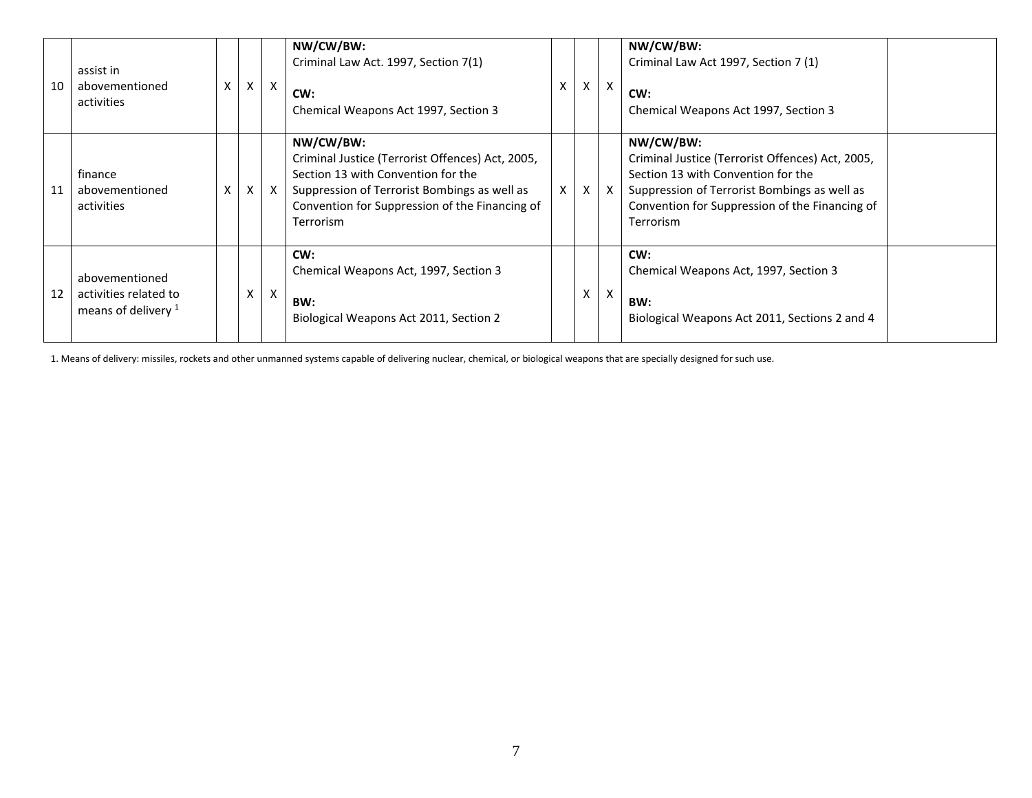| 10 | assist in abovementioned activities | X | X | X | **NW/CW/BW:** Criminal Law Act. 1997, Section 7(1)<br><br>**CW:** Chemical Weapons Act 1997, Section 3 | X | X | X | **NW/CW/BW:** Criminal Law Act 1997, Section 7 (1)<br><br>**CW:** Chemical Weapons Act 1997, Section 3 | |
|---|---|---|---|---|---|---|---|---|---|---|
| 11 | finance abovementioned activities | X | X | X | **NW/CW/BW:** Criminal Justice (Terrorist Offences) Act, 2005, Section 13 with Convention for the Suppression of Terrorist Bombings as well as Convention for Suppression of the Financing of Terrorism | X | X | X | **NW/CW/BW:** Criminal Justice (Terrorist Offences) Act, 2005, Section 13 with Convention for the Suppression of Terrorist Bombings as well as Convention for Suppression of the Financing of Terrorism | |
| 12 | abovementioned activities related to means of delivery [1] | | X | X | **CW:** Chemical Weapons Act, 1997, Section 3<br><br>**BW:** Biological Weapons Act 2011, Section 2 | | X | X | **CW:** Chemical Weapons Act, 1997, Section 3<br><br>**BW:** Biological Weapons Act 2011, Sections 2 and 4 | |

1. Means of delivery: missiles, rockets and other unmanned systems capable of delivering nuclear, chemical, or biological weapons that are specially designed for such use.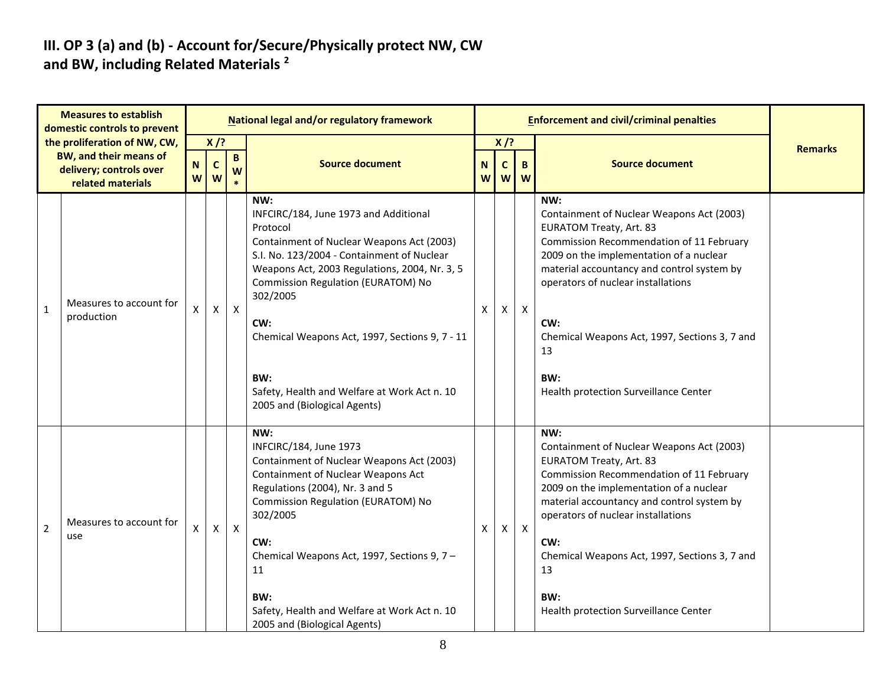## III. OP 3 (a) and (b) - Account for/Secure/Physically protect NW, CW and BW, including Related Materials [2]

| Measures to establish domestic controls to prevent the proliferation of NW, CW, BW, and their means of delivery; controls over related materials | | National legal and/or regulatory framework | | | | Enforcement and civil/criminal penalties | | | | Remarks |
|---|---|---|---|---|---|---|---|---|---|---|
| | | X /? | | | Source document | X /? | | | Source document | |
| | | NW | CW | BW* | | NW | CW | BW | | |
| 1 | Measures to account for production | X | X | X | **NW:**<br>INFCIRC/184, June 1973 and Additional Protocol<br>Containment of Nuclear Weapons Act (2003)<br>S.I. No. 123/2004 - Containment of Nuclear Weapons Act, 2003 Regulations, 2004, Nr. 3, 5<br>Commission Regulation (EURATOM) No 302/2005<br><br>**CW:**<br>Chemical Weapons Act, 1997, Sections 9, 7 - 11<br><br>**BW:**<br>Safety, Health and Welfare at Work Act n. 10 2005 and (Biological Agents) | X | X | X | **NW:**<br>Containment of Nuclear Weapons Act (2003)<br>EURATOM Treaty, Art. 83<br>Commission Recommendation of 11 February 2009 on the implementation of a nuclear material accountancy and control system by operators of nuclear installations<br><br>**CW:**<br>Chemical Weapons Act, 1997, Sections 3, 7 and 13<br><br>**BW:**<br>Health protection Surveillance Center | |
| 2 | Measures to account for use | X | X | X | **NW:**<br>INFCIRC/184, June 1973<br>Containment of Nuclear Weapons Act (2003)<br>Containment of Nuclear Weapons Act Regulations (2004), Nr. 3 and 5<br>Commission Regulation (EURATOM) No 302/2005<br><br>**CW:**<br>Chemical Weapons Act, 1997, Sections 9, 7 – 11<br><br>**BW:**<br>Safety, Health and Welfare at Work Act n. 10 2005 and (Biological Agents) | X | X | X | **NW:**<br>Containment of Nuclear Weapons Act (2003)<br>EURATOM Treaty, Art. 83<br>Commission Recommendation of 11 February 2009 on the implementation of a nuclear material accountancy and control system by operators of nuclear installations<br><br>**CW:**<br>Chemical Weapons Act, 1997, Sections 3, 7 and 13<br><br>**BW:**<br>Health protection Surveillance Center | |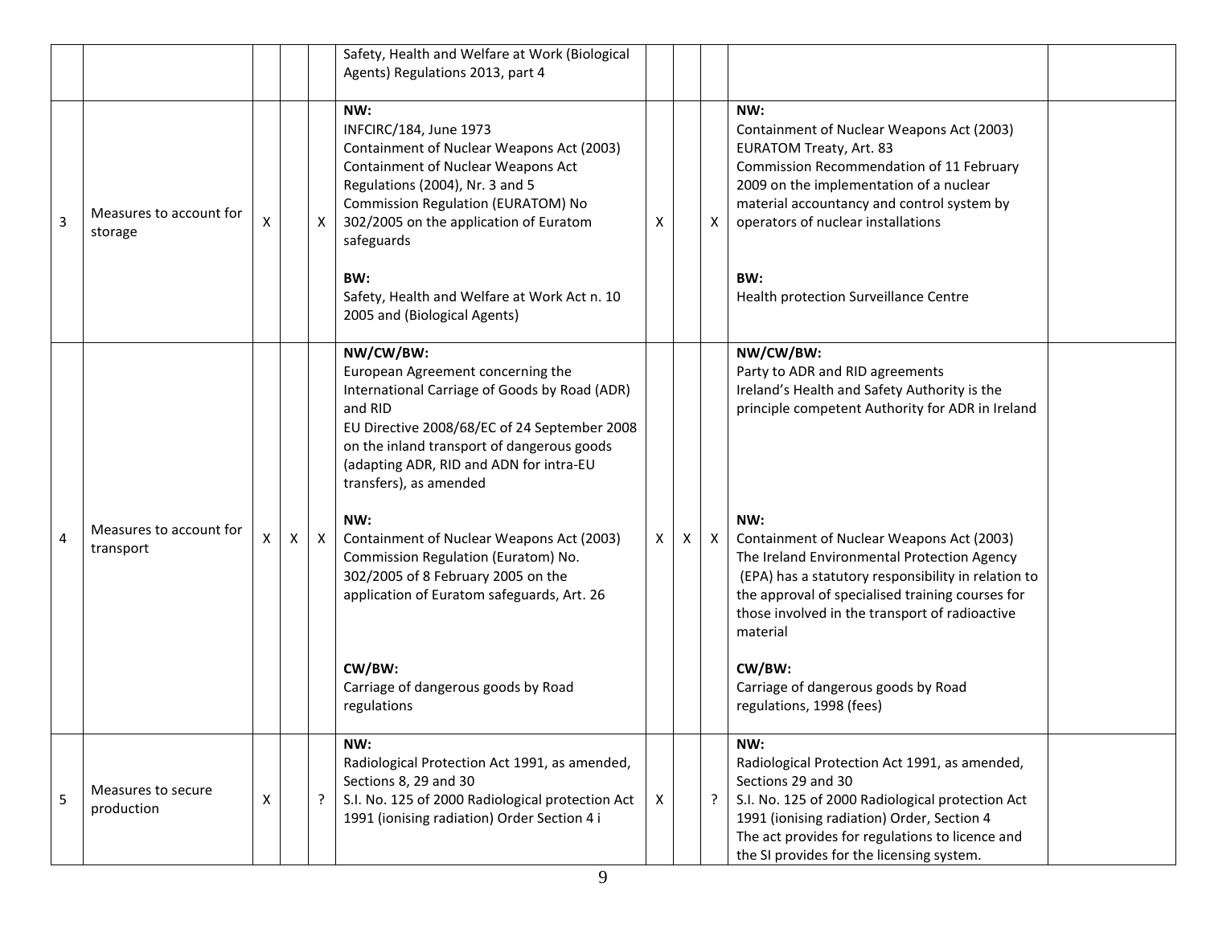| | | | | | | | | | | |
|---|---|---|---|---|---|---|---|---|---|---|
| | | | | | Safety, Health and Welfare at Work (Biological Agents) Regulations 2013, part 4 | | | | | |
| 3 | Measures to account for storage | X | | X | **NW:**<br>INFCIRC/184, June 1973<br>Containment of Nuclear Weapons Act (2003)<br>Containment of Nuclear Weapons Act Regulations (2004), Nr. 3 and 5<br>Commission Regulation (EURATOM) No 302/2005 on the application of Euratom safeguards<br><br>**BW:**<br>Safety, Health and Welfare at Work Act n. 10 2005 and (Biological Agents) | X | | X | **NW:**<br>Containment of Nuclear Weapons Act (2003)<br>EURATOM Treaty, Art. 83<br>Commission Recommendation of 11 February 2009 on the implementation of a nuclear material accountancy and control system by operators of nuclear installations<br><br>**BW:**<br>Health protection Surveillance Centre | |
| 4 | Measures to account for transport | X | X | X | **NW/CW/BW:**<br>European Agreement concerning the International Carriage of Goods by Road (ADR) and RID<br>EU Directive 2008/68/EC of 24 September 2008 on the inland transport of dangerous goods (adapting ADR, RID and ADN for intra-EU transfers), as amended<br><br>**NW:**<br>Containment of Nuclear Weapons Act (2003)<br>Commission Regulation (Euratom) No. 302/2005 of 8 February 2005 on the application of Euratom safeguards, Art. 26<br><br>**CW/BW:**<br>Carriage of dangerous goods by Road regulations | X | X | X | **NW/CW/BW:**<br>Party to ADR and RID agreements<br>Ireland's Health and Safety Authority is the principle competent Authority for ADR in Ireland<br><br>**NW:**<br>Containment of Nuclear Weapons Act (2003)<br>The Ireland Environmental Protection Agency (EPA) has a statutory responsibility in relation to the approval of specialised training courses for those involved in the transport of radioactive material<br><br>**CW/BW:**<br>Carriage of dangerous goods by Road regulations, 1998 (fees) | |
| 5 | Measures to secure production | X | | ? | **NW:**<br>Radiological Protection Act 1991, as amended, Sections 8, 29 and 30<br>S.I. No. 125 of 2000 Radiological protection Act 1991 (ionising radiation) Order Section 4 i | X | | ? | **NW:**<br>Radiological Protection Act 1991, as amended, Sections 29 and 30<br>S.I. No. 125 of 2000 Radiological protection Act 1991 (ionising radiation) Order, Section 4<br>The act provides for regulations to licence and the SI provides for the licensing system. | |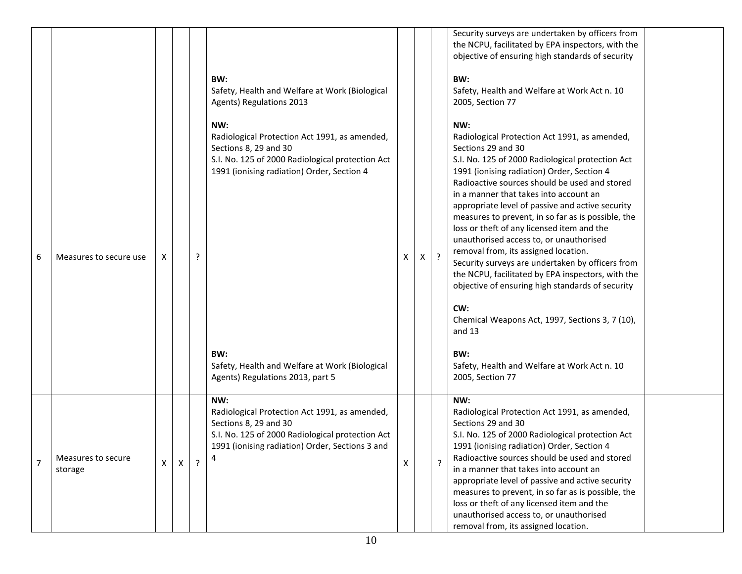| | | | | | | | | | | |
|---|---|---|---|---|---|---|---|---|---|---|
| | | | | | **BW:**<br>Safety, Health and Welfare at Work (Biological Agents) Regulations 2013 | | | | Security surveys are undertaken by officers from the NCPU, facilitated by EPA inspectors, with the objective of ensuring high standards of security<br><br>**BW:**<br>Safety, Health and Welfare at Work Act n. 10 2005, Section 77 | |
| 6 | Measures to secure use | X | | ? | **NW:**<br>Radiological Protection Act 1991, as amended, Sections 8, 29 and 30<br>S.I. No. 125 of 2000 Radiological protection Act 1991 (ionising radiation) Order, Section 4<br><br>**BW:**<br>Safety, Health and Welfare at Work (Biological Agents) Regulations 2013, part 5 | X | X | ? | **NW:**<br>Radiological Protection Act 1991, as amended, Sections 29 and 30<br>S.I. No. 125 of 2000 Radiological protection Act 1991 (ionising radiation) Order, Section 4<br>Radioactive sources should be used and stored in a manner that takes into account an appropriate level of passive and active security measures to prevent, in so far as is possible, the loss or theft of any licensed item and the unauthorised access to, or unauthorised removal from, its assigned location.<br>Security surveys are undertaken by officers from the NCPU, facilitated by EPA inspectors, with the objective of ensuring high standards of security<br><br>**CW:**<br>Chemical Weapons Act, 1997, Sections 3, 7 (10), and 13<br><br>**BW:**<br>Safety, Health and Welfare at Work Act n. 10 2005, Section 77 | |
| 7 | Measures to secure storage | X | X | ? | **NW:**<br>Radiological Protection Act 1991, as amended, Sections 8, 29 and 30<br>S.I. No. 125 of 2000 Radiological protection Act 1991 (ionising radiation) Order, Sections 3 and 4 | X | | ? | **NW:**<br>Radiological Protection Act 1991, as amended, Sections 29 and 30<br>S.I. No. 125 of 2000 Radiological protection Act 1991 (ionising radiation) Order, Section 4<br>Radioactive sources should be used and stored in a manner that takes into account an appropriate level of passive and active security measures to prevent, in so far as is possible, the loss or theft of any licensed item and the unauthorised access to, or unauthorised removal from, its assigned location. | |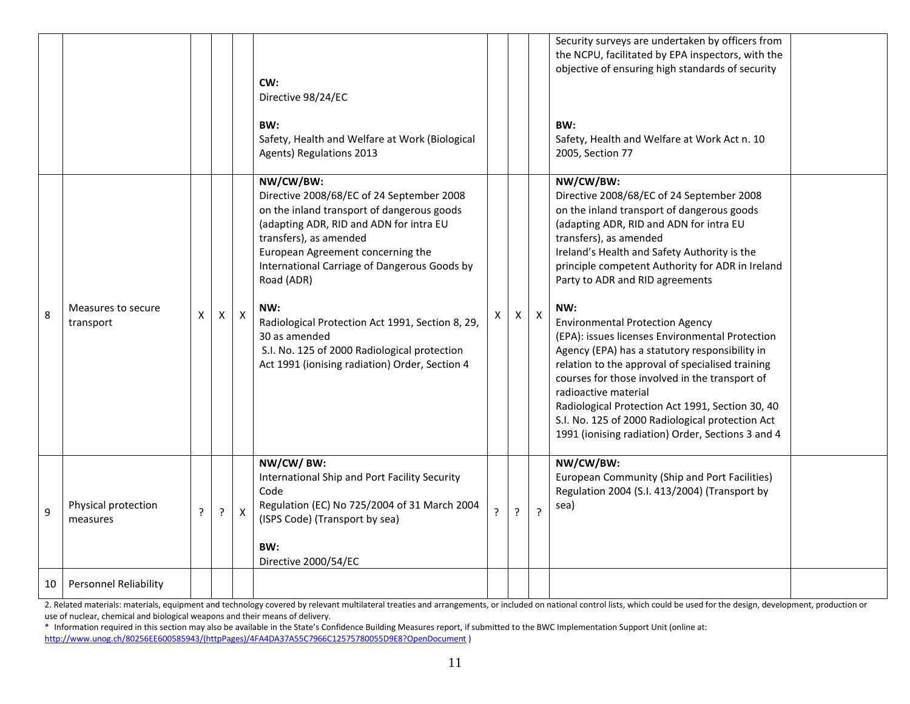| | | | | | | | | | | |
|---|---|---|---|---|---|---|---|---|---|---|
| | | | | | **CW:**<br>Directive 98/24/EC<br><br>**BW:**<br>Safety, Health and Welfare at Work (Biological Agents) Regulations 2013 | | | | Security surveys are undertaken by officers from the NCPU, facilitated by EPA inspectors, with the objective of ensuring high standards of security<br><br>**BW:**<br>Safety, Health and Welfare at Work Act n. 10 2005, Section 77 | |
| 8 | Measures to secure transport | X | X | X | **NW/CW/BW:**<br>Directive 2008/68/EC of 24 September 2008 on the inland transport of dangerous goods (adapting ADR, RID and ADN for intra EU transfers), as amended<br>European Agreement concerning the International Carriage of Dangerous Goods by Road (ADR)<br><br>**NW:**<br>Radiological Protection Act 1991, Section 8, 29, 30 as amended<br>S.I. No. 125 of 2000 Radiological protection Act 1991 (ionising radiation) Order, Section 4 | X | X | X | **NW/CW/BW:**<br>Directive 2008/68/EC of 24 September 2008 on the inland transport of dangerous goods (adapting ADR, RID and ADN for intra EU transfers), as amended<br>Ireland's Health and Safety Authority is the principle competent Authority for ADR in Ireland<br>Party to ADR and RID agreements<br><br>**NW:**<br>Environmental Protection Agency (EPA): issues licenses Environmental Protection Agency (EPA) has a statutory responsibility in relation to the approval of specialised training courses for those involved in the transport of radioactive material<br>Radiological Protection Act 1991, Section 30, 40<br>S.I. No. 125 of 2000 Radiological protection Act 1991 (ionising radiation) Order, Sections 3 and 4 | |
| 9 | Physical protection measures | ? | ? | X | **NW/CW/ BW:**<br>International Ship and Port Facility Security Code<br>Regulation (EC) No 725/2004 of 31 March 2004 (ISPS Code) (Transport by sea)<br><br>**BW:**<br>Directive 2000/54/EC | ? | ? | ? | **NW/CW/BW:**<br>European Community (Ship and Port Facilities) Regulation 2004 (S.I. 413/2004) (Transport by sea) | |
| 10 | Personnel Reliability | | | | | | | | | |

2. Related materials: materials, equipment and technology covered by relevant multilateral treaties and arrangements, or included on national control lists, which could be used for the design, development, production or use of nuclear, chemical and biological weapons and their means of delivery.

* Information required in this section may also be available in the State's Confidence Building Measures report, if submitted to the BWC Implementation Support Unit (online at: http://www.unog.ch/80256EE600585943/(httpPages)/4FA4DA37A55C7966C12575780055D9E8?OpenDocument )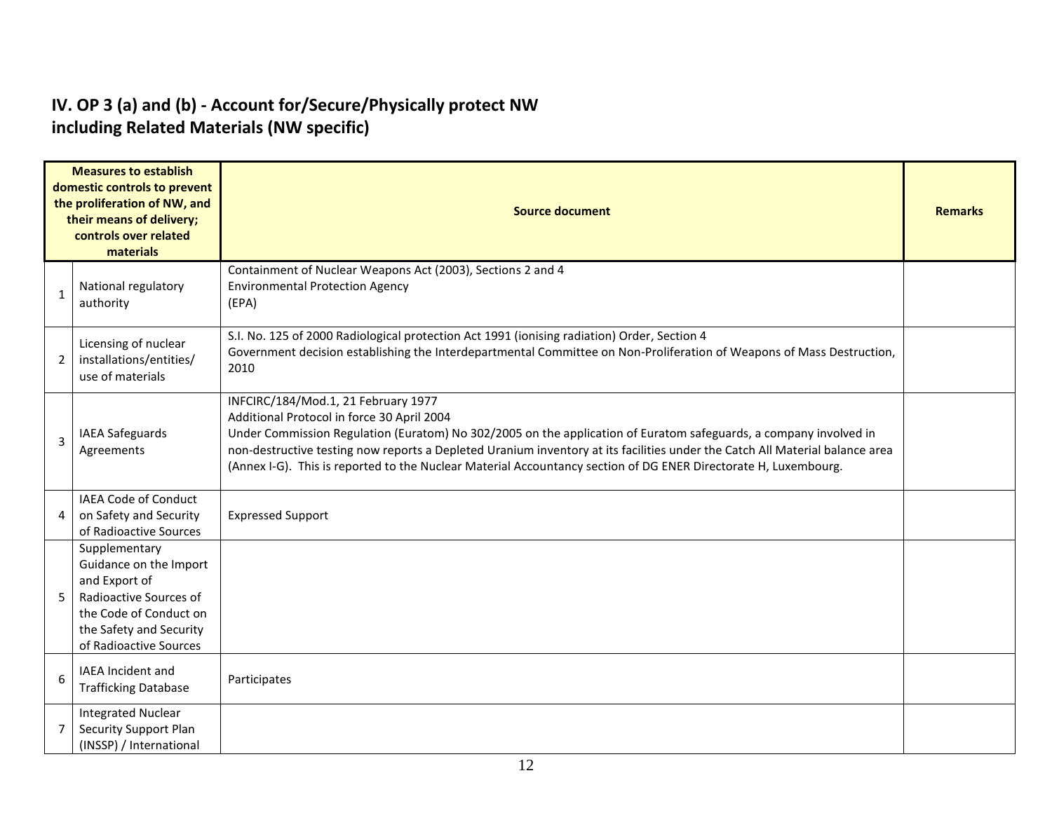## IV. OP 3 (a) and (b) - Account for/Secure/Physically protect NW including Related Materials (NW specific)

| | Measures to establish domestic controls to prevent the proliferation of NW, and their means of delivery; controls over related materials | Source document | Remarks |
|---|---|---|---|
| 1 | National regulatory authority | Containment of Nuclear Weapons Act (2003), Sections 2 and 4<br>Environmental Protection Agency<br>(EPA) | |
| 2 | Licensing of nuclear installations/entities/ use of materials | S.I. No. 125 of 2000 Radiological protection Act 1991 (ionising radiation) Order, Section 4<br>Government decision establishing the Interdepartmental Committee on Non-Proliferation of Weapons of Mass Destruction, 2010 | |
| 3 | IAEA Safeguards Agreements | INFCIRC/184/Mod.1, 21 February 1977<br>Additional Protocol in force 30 April 2004<br>Under Commission Regulation (Euratom) No 302/2005 on the application of Euratom safeguards, a company involved in non-destructive testing now reports a Depleted Uranium inventory at its facilities under the Catch All Material balance area (Annex I-G). This is reported to the Nuclear Material Accountancy section of DG ENER Directorate H, Luxembourg. | |
| 4 | IAEA Code of Conduct on Safety and Security of Radioactive Sources | Expressed Support | |
| 5 | Supplementary Guidance on the Import and Export of Radioactive Sources of the Code of Conduct on the Safety and Security of Radioactive Sources | | |
| 6 | IAEA Incident and Trafficking Database | Participates | |
| 7 | Integrated Nuclear Security Support Plan (INSSP) / International | | |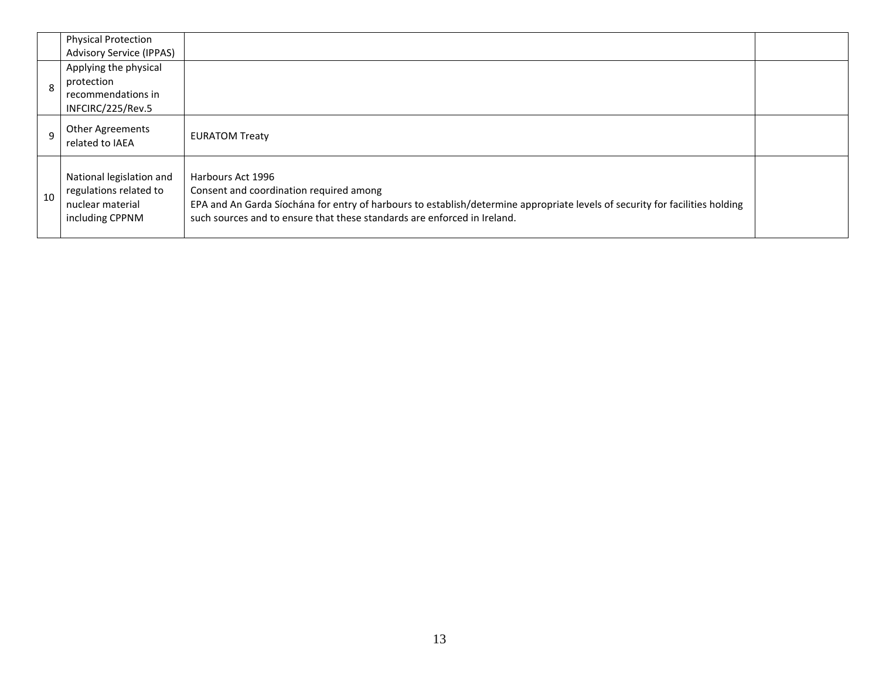| | | | |
|---|---|---|---|
| | Physical Protection Advisory Service (IPPAS) | | |
| 8 | Applying the physical protection recommendations in INFCIRC/225/Rev.5 | | |
| 9 | Other Agreements related to IAEA | EURATOM Treaty | |
| 10 | National legislation and regulations related to nuclear material including CPPNM | Harbours Act 1996<br>Consent and coordination required among<br>EPA and An Garda Síochána for entry of harbours to establish/determine appropriate levels of security for facilities holding such sources and to ensure that these standards are enforced in Ireland. | |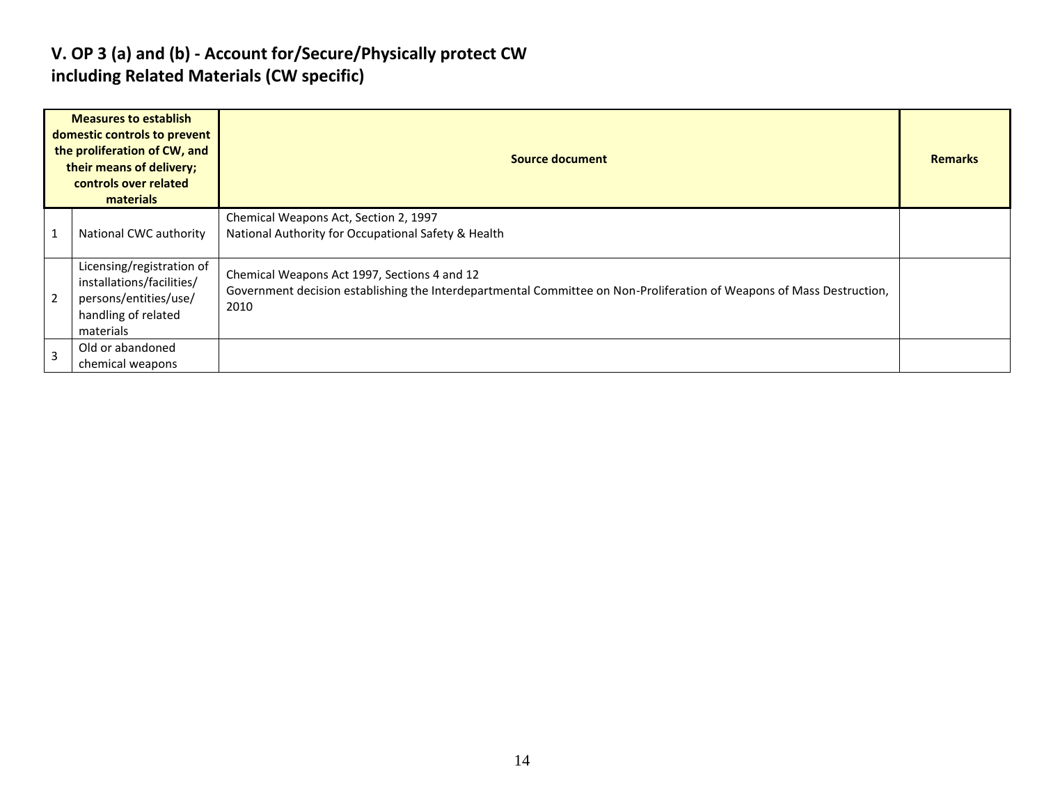## V. OP 3 (a) and (b) - Account for/Secure/Physically protect CW including Related Materials (CW specific)

| Measures to establish domestic controls to prevent the proliferation of CW, and their means of delivery; controls over related materials | | Source document | Remarks |
|---|---|---|---|
| 1 | National CWC authority | Chemical Weapons Act, Section 2, 1997<br>National Authority for Occupational Safety & Health | |
| 2 | Licensing/registration of installations/facilities/ persons/entities/use/ handling of related materials | Chemical Weapons Act 1997, Sections 4 and 12<br>Government decision establishing the Interdepartmental Committee on Non-Proliferation of Weapons of Mass Destruction, 2010 | |
| 3 | Old or abandoned chemical weapons | | |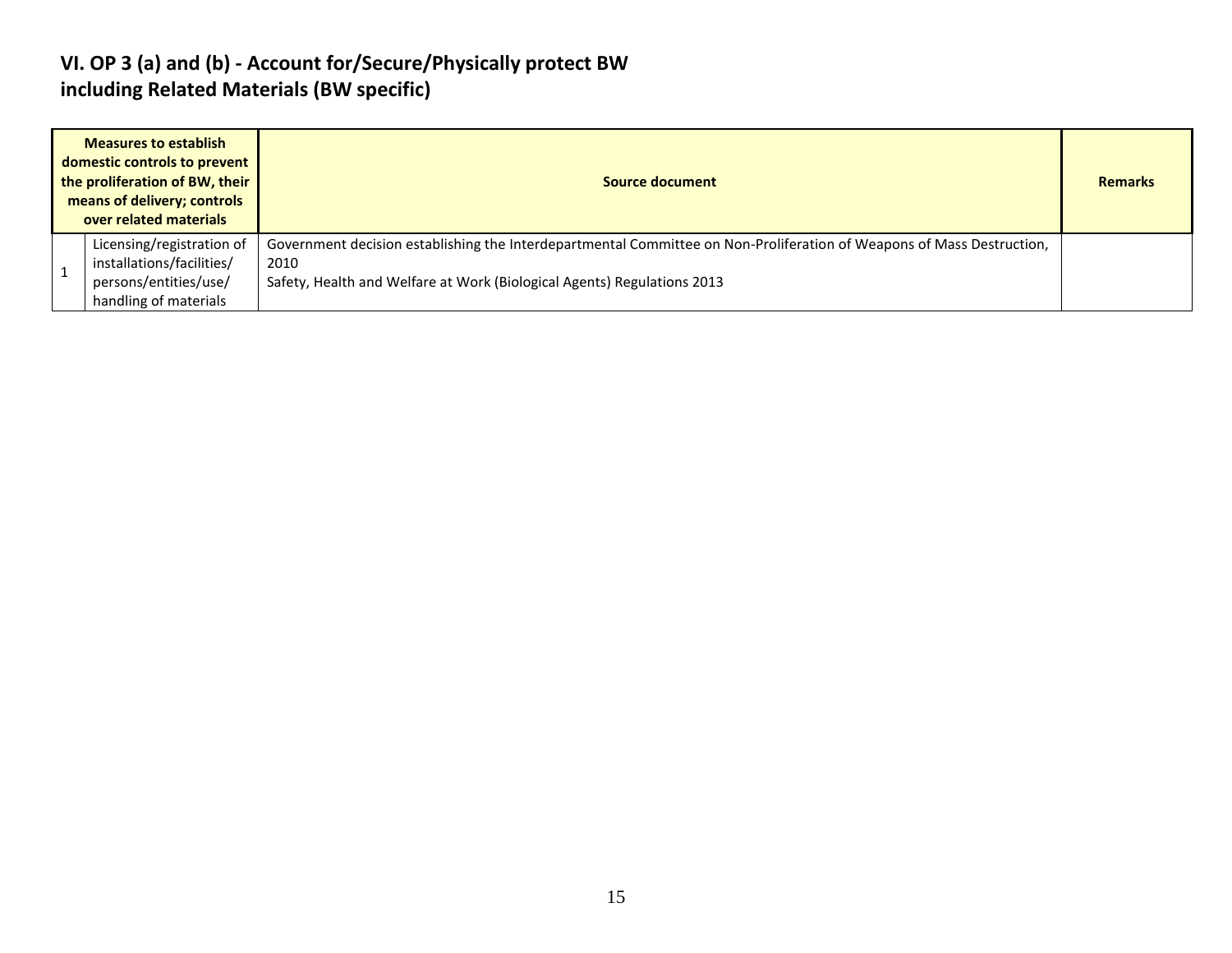## VI. OP 3 (a) and (b) - Account for/Secure/Physically protect BW including Related Materials (BW specific)

| Measures to establish domestic controls to prevent the proliferation of BW, their means of delivery; controls over related materials | | Source document | Remarks |
|---|---|---|---|
| 1 | Licensing/registration of installations/facilities/ persons/entities/use/ handling of materials | Government decision establishing the Interdepartmental Committee on Non-Proliferation of Weapons of Mass Destruction, 2010<br>Safety, Health and Welfare at Work (Biological Agents) Regulations 2013 | |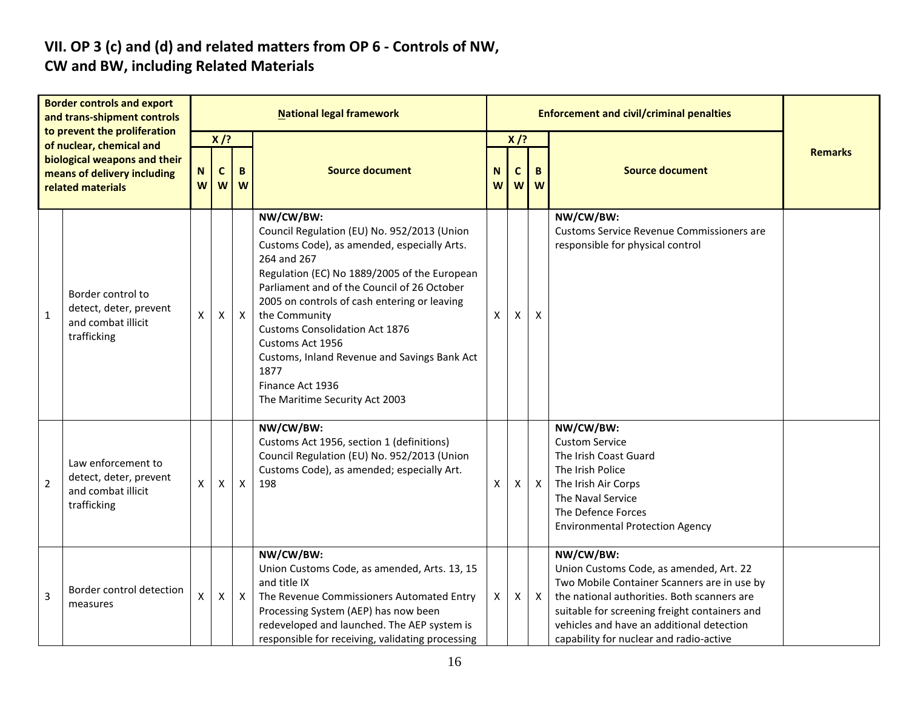## VII. OP 3 (c) and (d) and related matters from OP 6 - Controls of NW, CW and BW, including Related Materials

| | Border controls and export and trans-shipment controls to prevent the proliferation of nuclear, chemical and biological weapons and their means of delivery including related materials | National legal framework | | | | Enforcement and civil/criminal penalties | | | | Remarks |
|---|---|---|---|---|---|---|---|---|---|---|
| | | X /? | | | Source document | X /? | | | Source document | |
| | | NW | CW | BW | | NW | CW | BW | | |
| 1 | Border control to detect, deter, prevent and combat illicit trafficking | X | X | X | **NW/CW/BW:**<br>Council Regulation (EU) No. 952/2013 (Union Customs Code), as amended, especially Arts. 264 and 267<br>Regulation (EC) No 1889/2005 of the European Parliament and of the Council of 26 October 2005 on controls of cash entering or leaving the Community<br>Customs Consolidation Act 1876<br>Customs Act 1956<br>Customs, Inland Revenue and Savings Bank Act 1877<br>Finance Act 1936<br>The Maritime Security Act 2003 | X | X | X | **NW/CW/BW:**<br>Customs Service Revenue Commissioners are responsible for physical control | |
| 2 | Law enforcement to detect, deter, prevent and combat illicit trafficking | X | X | X | **NW/CW/BW:**<br>Customs Act 1956, section 1 (definitions)<br>Council Regulation (EU) No. 952/2013 (Union Customs Code), as amended; especially Art. 198 | X | X | X | **NW/CW/BW:**<br>Custom Service<br>The Irish Coast Guard<br>The Irish Police<br>The Irish Air Corps<br>The Naval Service<br>The Defence Forces<br>Environmental Protection Agency | |
| 3 | Border control detection measures | X | X | X | **NW/CW/BW:**<br>Union Customs Code, as amended, Arts. 13, 15 and title IX<br>The Revenue Commissioners Automated Entry Processing System (AEP) has now been redeveloped and launched. The AEP system is responsible for receiving, validating processing | X | X | X | **NW/CW/BW:**<br>Union Customs Code, as amended, Art. 22<br>Two Mobile Container Scanners are in use by the national authorities. Both scanners are suitable for screening freight containers and vehicles and have an additional detection capability for nuclear and radio-active | |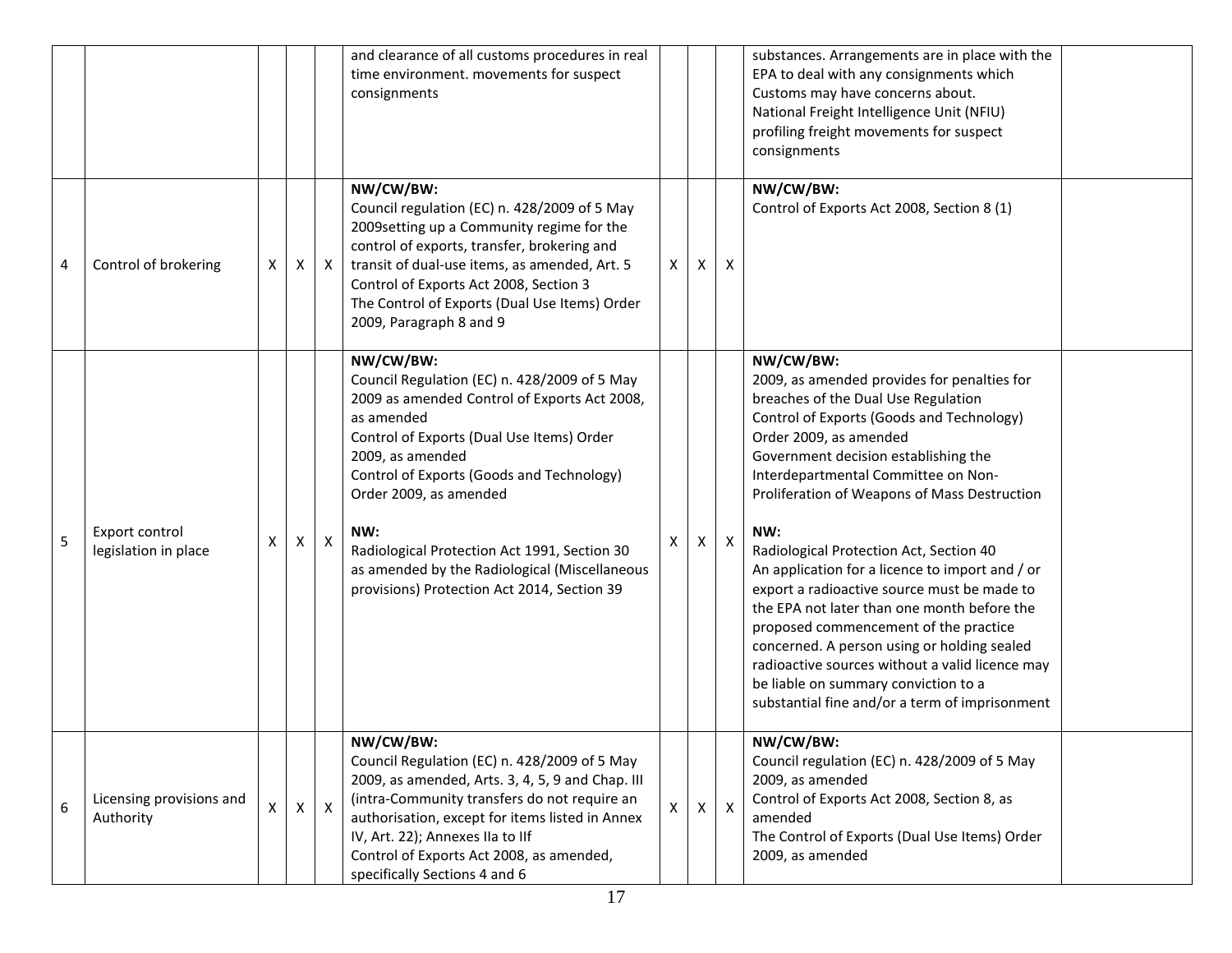| | | | | | | | | | | |
|---|---|---|---|---|---|---|---|---|---|---|
| | | | | | and clearance of all customs procedures in real time environment. movements for suspect consignments | | | | substances. Arrangements are in place with the EPA to deal with any consignments which Customs may have concerns about.<br>National Freight Intelligence Unit (NFIU) profiling freight movements for suspect consignments | |
| 4 | Control of brokering | X | X | X | **NW/CW/BW:**<br>Council regulation (EC) n. 428/2009 of 5 May 2009setting up a Community regime for the control of exports, transfer, brokering and transit of dual-use items, as amended, Art. 5<br>Control of Exports Act 2008, Section 3<br>The Control of Exports (Dual Use Items) Order 2009, Paragraph 8 and 9 | X | X | X | **NW/CW/BW:**<br>Control of Exports Act 2008, Section 8 (1) | |
| 5 | Export control legislation in place | X | X | X | **NW/CW/BW:**<br>Council Regulation (EC) n. 428/2009 of 5 May 2009 as amended Control of Exports Act 2008, as amended<br>Control of Exports (Dual Use Items) Order 2009, as amended<br>Control of Exports (Goods and Technology) Order 2009, as amended<br><br>**NW:**<br>Radiological Protection Act 1991, Section 30 as amended by the Radiological (Miscellaneous provisions) Protection Act 2014, Section 39 | X | X | X | **NW/CW/BW:**<br>2009, as amended provides for penalties for breaches of the Dual Use Regulation<br>Control of Exports (Goods and Technology) Order 2009, as amended<br>Government decision establishing the Interdepartmental Committee on Non-Proliferation of Weapons of Mass Destruction<br><br>**NW:**<br>Radiological Protection Act, Section 40<br>An application for a licence to import and / or export a radioactive source must be made to the EPA not later than one month before the proposed commencement of the practice concerned. A person using or holding sealed radioactive sources without a valid licence may be liable on summary conviction to a substantial fine and/or a term of imprisonment | |
| 6 | Licensing provisions and Authority | X | X | X | **NW/CW/BW:**<br>Council Regulation (EC) n. 428/2009 of 5 May 2009, as amended, Arts. 3, 4, 5, 9 and Chap. III (intra-Community transfers do not require an authorisation, except for items listed in Annex IV, Art. 22); Annexes IIa to IIf<br>Control of Exports Act 2008, as amended, specifically Sections 4 and 6 | X | X | X | **NW/CW/BW:**<br>Council regulation (EC) n. 428/2009 of 5 May 2009, as amended<br>Control of Exports Act 2008, Section 8, as amended<br>The Control of Exports (Dual Use Items) Order 2009, as amended | |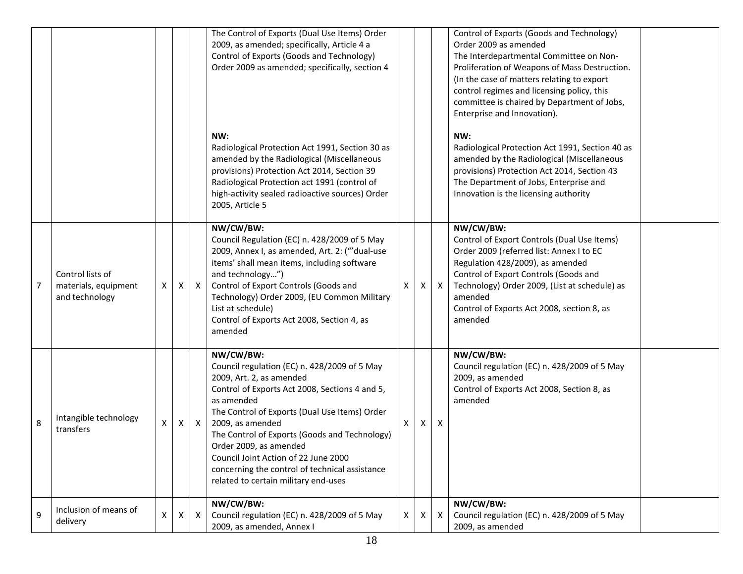| | | | | | | | | | | |
|---|---|---|---|---|---|---|---|---|---|---|
| | | | | | The Control of Exports (Dual Use Items) Order 2009, as amended; specifically, Article 4 a<br>Control of Exports (Goods and Technology) Order 2009 as amended; specifically, section 4<br><br>**NW:**<br>Radiological Protection Act 1991, Section 30 as amended by the Radiological (Miscellaneous provisions) Protection Act 2014, Section 39<br>Radiological Protection act 1991 (control of high-activity sealed radioactive sources) Order 2005, Article 5 | | | | Control of Exports (Goods and Technology) Order 2009 as amended<br>The Interdepartmental Committee on Non-Proliferation of Weapons of Mass Destruction. (In the case of matters relating to export control regimes and licensing policy, this committee is chaired by Department of Jobs, Enterprise and Innovation).<br><br>**NW:**<br>Radiological Protection Act 1991, Section 40 as amended by the Radiological (Miscellaneous provisions) Protection Act 2014, Section 43<br>The Department of Jobs, Enterprise and Innovation is the licensing authority | |
| 7 | Control lists of materials, equipment and technology | X | X | X | **NW/CW/BW:**<br>Council Regulation (EC) n. 428/2009 of 5 May 2009, Annex I, as amended, Art. 2: ("'dual-use items' shall mean items, including software and technology…")<br>Control of Export Controls (Goods and Technology) Order 2009, (EU Common Military List at schedule)<br>Control of Exports Act 2008, Section 4, as amended | X | X | X | **NW/CW/BW:**<br>Control of Export Controls (Dual Use Items) Order 2009 (referred list: Annex I to EC Regulation 428/2009), as amended<br>Control of Export Controls (Goods and Technology) Order 2009, (List at schedule) as amended<br>Control of Exports Act 2008, section 8, as amended | |
| 8 | Intangible technology transfers | X | X | X | **NW/CW/BW:**<br>Council regulation (EC) n. 428/2009 of 5 May 2009, Art. 2, as amended<br>Control of Exports Act 2008, Sections 4 and 5, as amended<br>The Control of Exports (Dual Use Items) Order 2009, as amended<br>The Control of Exports (Goods and Technology) Order 2009, as amended<br>Council Joint Action of 22 June 2000 concerning the control of technical assistance related to certain military end-uses | X | X | X | **NW/CW/BW:**<br>Council regulation (EC) n. 428/2009 of 5 May 2009, as amended<br>Control of Exports Act 2008, Section 8, as amended | |
| 9 | Inclusion of means of delivery | X | X | X | **NW/CW/BW:**<br>Council regulation (EC) n. 428/2009 of 5 May 2009, as amended, Annex I | X | X | X | **NW/CW/BW:**<br>Council regulation (EC) n. 428/2009 of 5 May 2009, as amended | |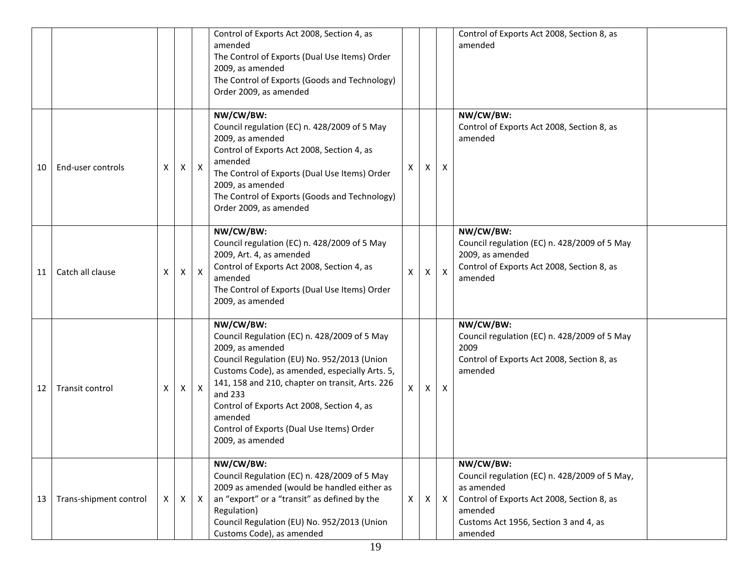| | | | | | | | | | | |
|---|---|---|---|---|---|---|---|---|---|---|
| | | | | | Control of Exports Act 2008, Section 4, as amended<br>The Control of Exports (Dual Use Items) Order 2009, as amended<br>The Control of Exports (Goods and Technology) Order 2009, as amended | | | | Control of Exports Act 2008, Section 8, as amended | |
| 10 | End-user controls | X | X | X | **NW/CW/BW:**<br>Council regulation (EC) n. 428/2009 of 5 May 2009, as amended<br>Control of Exports Act 2008, Section 4, as amended<br>The Control of Exports (Dual Use Items) Order 2009, as amended<br>The Control of Exports (Goods and Technology) Order 2009, as amended | X | X | X | **NW/CW/BW:**<br>Control of Exports Act 2008, Section 8, as amended | |
| 11 | Catch all clause | X | X | X | **NW/CW/BW:**<br>Council regulation (EC) n. 428/2009 of 5 May 2009, Art. 4, as amended<br>Control of Exports Act 2008, Section 4, as amended<br>The Control of Exports (Dual Use Items) Order 2009, as amended | X | X | X | **NW/CW/BW:**<br>Council regulation (EC) n. 428/2009 of 5 May 2009, as amended<br>Control of Exports Act 2008, Section 8, as amended | |
| 12 | Transit control | X | X | X | **NW/CW/BW:**<br>Council Regulation (EC) n. 428/2009 of 5 May 2009, as amended<br>Council Regulation (EU) No. 952/2013 (Union Customs Code), as amended, especially Arts. 5, 141, 158 and 210, chapter on transit, Arts. 226 and 233<br>Control of Exports Act 2008, Section 4, as amended<br>Control of Exports (Dual Use Items) Order 2009, as amended | X | X | X | **NW/CW/BW:**<br>Council regulation (EC) n. 428/2009 of 5 May 2009<br>Control of Exports Act 2008, Section 8, as amended | |
| 13 | Trans-shipment control | X | X | X | **NW/CW/BW:**<br>Council Regulation (EC) n. 428/2009 of 5 May 2009 as amended (would be handled either as an "export" or a "transit" as defined by the Regulation)<br>Council Regulation (EU) No. 952/2013 (Union Customs Code), as amended | X | X | X | **NW/CW/BW:**<br>Council regulation (EC) n. 428/2009 of 5 May, as amended<br>Control of Exports Act 2008, Section 8, as amended<br>Customs Act 1956, Section 3 and 4, as amended | |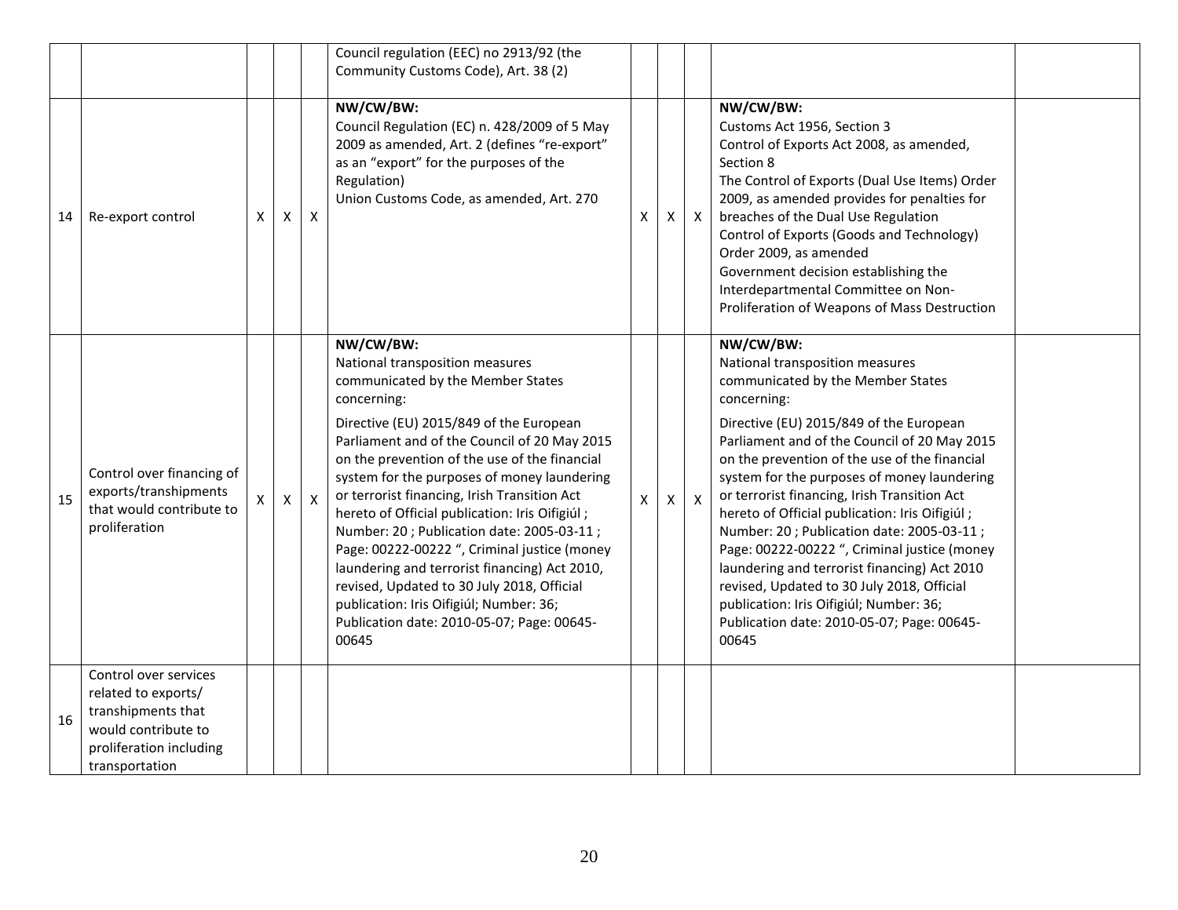|  |  |  |  |  | Council regulation (EEC) no 2913/92 (the Community Customs Code), Art. 38 (2) |  |  |  |  |  |
|---|---|---|---|---|---|---|---|---|---|---|
| 14 | Re-export control | X | X | X | **NW/CW/BW:**<br>Council Regulation (EC) n. 428/2009 of 5 May 2009 as amended, Art. 2 (defines "re-export" as an "export" for the purposes of the Regulation)<br>Union Customs Code, as amended, Art. 270 | X | X | X | **NW/CW/BW:**<br>Customs Act 1956, Section 3<br>Control of Exports Act 2008, as amended, Section 8<br>The Control of Exports (Dual Use Items) Order 2009, as amended provides for penalties for breaches of the Dual Use Regulation<br>Control of Exports (Goods and Technology) Order 2009, as amended<br>Government decision establishing the Interdepartmental Committee on Non-Proliferation of Weapons of Mass Destruction |  |
| 15 | Control over financing of exports/transhipments that would contribute to proliferation | X | X | X | **NW/CW/BW:**<br>National transposition measures communicated by the Member States concerning:<br>Directive (EU) 2015/849 of the European Parliament and of the Council of 20 May 2015 on the prevention of the use of the financial system for the purposes of money laundering or terrorist financing, Irish Transition Act hereto of Official publication: Iris Oifigiúl ; Number: 20 ; Publication date: 2005-03-11 ; Page: 00222-00222 ", Criminal justice (money laundering and terrorist financing) Act 2010, revised, Updated to 30 July 2018, Official publication: Iris Oifigiúl; Number: 36; Publication date: 2010-05-07; Page: 00645-00645 | X | X | X | **NW/CW/BW:**<br>National transposition measures communicated by the Member States concerning:<br>Directive (EU) 2015/849 of the European Parliament and of the Council of 20 May 2015 on the prevention of the use of the financial system for the purposes of money laundering or terrorist financing, Irish Transition Act hereto of Official publication: Iris Oifigiúl ; Number: 20 ; Publication date: 2005-03-11 ; Page: 00222-00222 ", Criminal justice (money laundering and terrorist financing) Act 2010 revised, Updated to 30 July 2018, Official publication: Iris Oifigiúl; Number: 36; Publication date: 2010-05-07; Page: 00645-00645 |  |
| 16 | Control over services related to exports/ transhipments that would contribute to proliferation including transportation |  |  |  |  |  |  |  |  |  |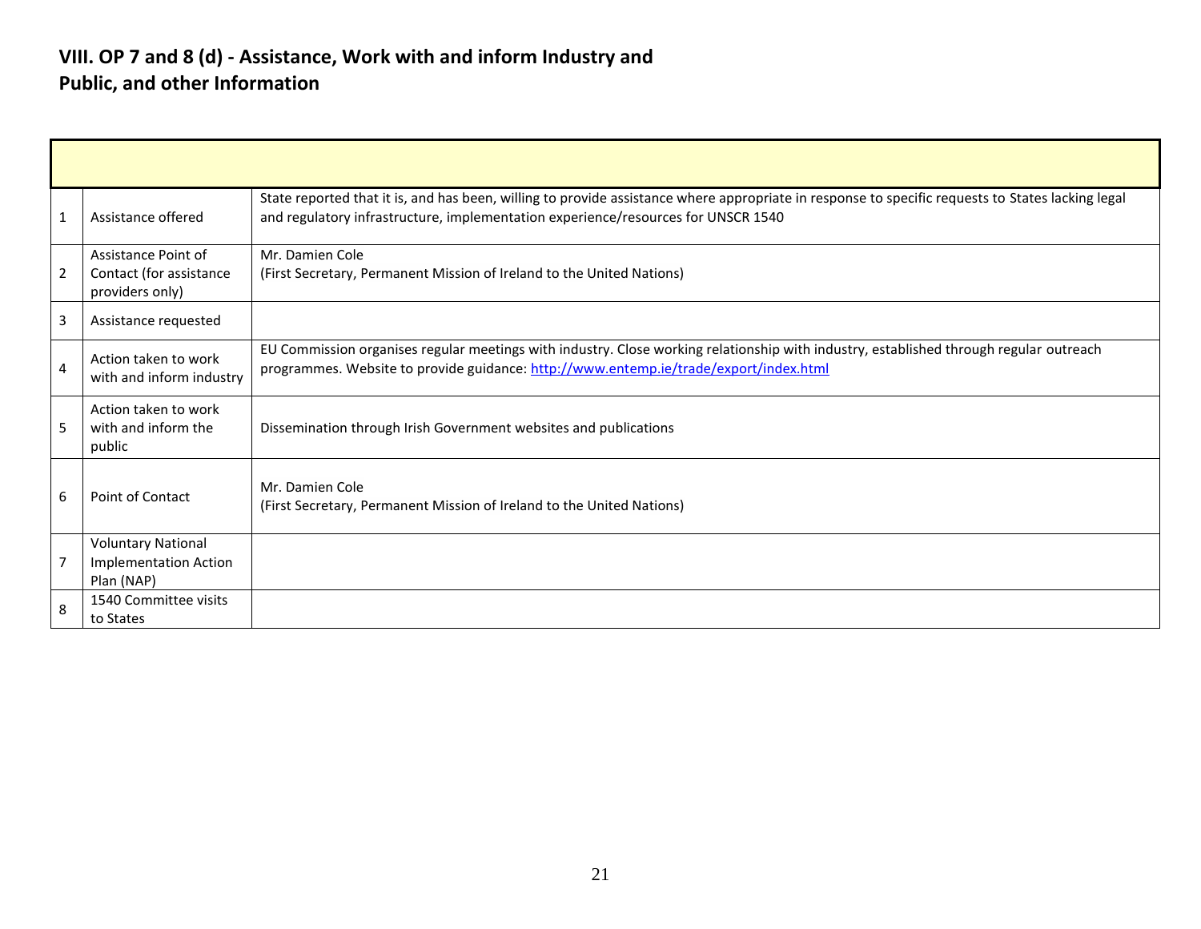## VIII. OP 7 and 8 (d) - Assistance, Work with and inform Industry and Public, and other Information

| | | |
|---|---|---|
| 1 | Assistance offered | State reported that it is, and has been, willing to provide assistance where appropriate in response to specific requests to States lacking legal and regulatory infrastructure, implementation experience/resources for UNSCR 1540 |
| 2 | Assistance Point of Contact (for assistance providers only) | Mr. Damien Cole<br>(First Secretary, Permanent Mission of Ireland to the United Nations) |
| 3 | Assistance requested | |
| 4 | Action taken to work with and inform industry | EU Commission organises regular meetings with industry. Close working relationship with industry, established through regular outreach programmes. Website to provide guidance: http://www.entemp.ie/trade/export/index.html |
| 5 | Action taken to work with and inform the public | Dissemination through Irish Government websites and publications |
| 6 | Point of Contact | Mr. Damien Cole<br>(First Secretary, Permanent Mission of Ireland to the United Nations) |
| 7 | Voluntary National Implementation Action Plan (NAP) | |
| 8 | 1540 Committee visits to States | |